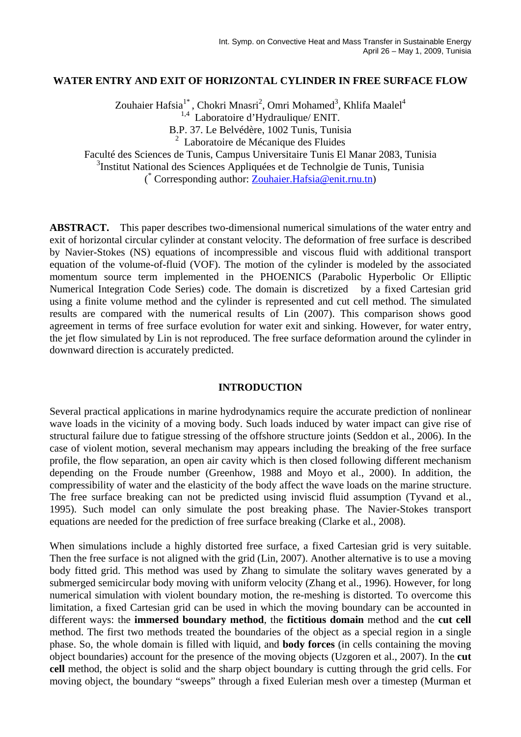# WATER ENTRY AND EXIT OF HORIZONTAL CYLINDER IN FREE SURFACE FLOW

Zouhaier Hafsia[1*], Chokri Mnasri[2], Omri Mohamed[3], Khlifa Maalel[4]

[1,4] Laboratoire d'Hydraulique/ ENIT.
B.P. 37. Le Belvédère, 1002 Tunis, Tunisia

[2] Laboratoire de Mécanique des Fluides
Faculté des Sciences de Tunis, Campus Universitaire Tunis El Manar 2083, Tunisia

[3]Institut National des Sciences Appliquées et de Technolgie de Tunis, Tunisia

([*] Corresponding author: Zouhaier.Hafsia@enit.rnu.tn)

**ABSTRACT.** This paper describes two-dimensional numerical simulations of the water entry and exit of horizontal circular cylinder at constant velocity. The deformation of free surface is described by Navier-Stokes (NS) equations of incompressible and viscous fluid with additional transport equation of the volume-of-fluid (VOF). The motion of the cylinder is modeled by the associated momentum source term implemented in the PHOENICS (Parabolic Hyperbolic Or Elliptic Numerical Integration Code Series) code. The domain is discretized by a fixed Cartesian grid using a finite volume method and the cylinder is represented and cut cell method. The simulated results are compared with the numerical results of Lin (2007). This comparison shows good agreement in terms of free surface evolution for water exit and sinking. However, for water entry, the jet flow simulated by Lin is not reproduced. The free surface deformation around the cylinder in downward direction is accurately predicted.

## INTRODUCTION

Several practical applications in marine hydrodynamics require the accurate prediction of nonlinear wave loads in the vicinity of a moving body. Such loads induced by water impact can give rise of structural failure due to fatigue stressing of the offshore structure joints (Seddon et al., 2006). In the case of violent motion, several mechanism may appears including the breaking of the free surface profile, the flow separation, an open air cavity which is then closed following different mechanism depending on the Froude number (Greenhow, 1988 and Moyo et al., 2000). In addition, the compressibility of water and the elasticity of the body affect the wave loads on the marine structure. The free surface breaking can not be predicted using inviscid fluid assumption (Tyvand et al., 1995). Such model can only simulate the post breaking phase. The Navier-Stokes transport equations are needed for the prediction of free surface breaking (Clarke et al., 2008).

When simulations include a highly distorted free surface, a fixed Cartesian grid is very suitable. Then the free surface is not aligned with the grid (Lin, 2007). Another alternative is to use a moving body fitted grid. This method was used by Zhang to simulate the solitary waves generated by a submerged semicircular body moving with uniform velocity (Zhang et al., 1996). However, for long numerical simulation with violent boundary motion, the re-meshing is distorted. To overcome this limitation, a fixed Cartesian grid can be used in which the moving boundary can be accounted in different ways: the **immersed boundary method**, the **fictitious domain** method and the **cut cell** method. The first two methods treated the boundaries of the object as a special region in a single phase. So, the whole domain is filled with liquid, and **body forces** (in cells containing the moving object boundaries) account for the presence of the moving objects (Uzgoren et al., 2007). In the **cut cell** method, the object is solid and the sharp object boundary is cutting through the grid cells. For moving object, the boundary "sweeps" through a fixed Eulerian mesh over a timestep (Murman et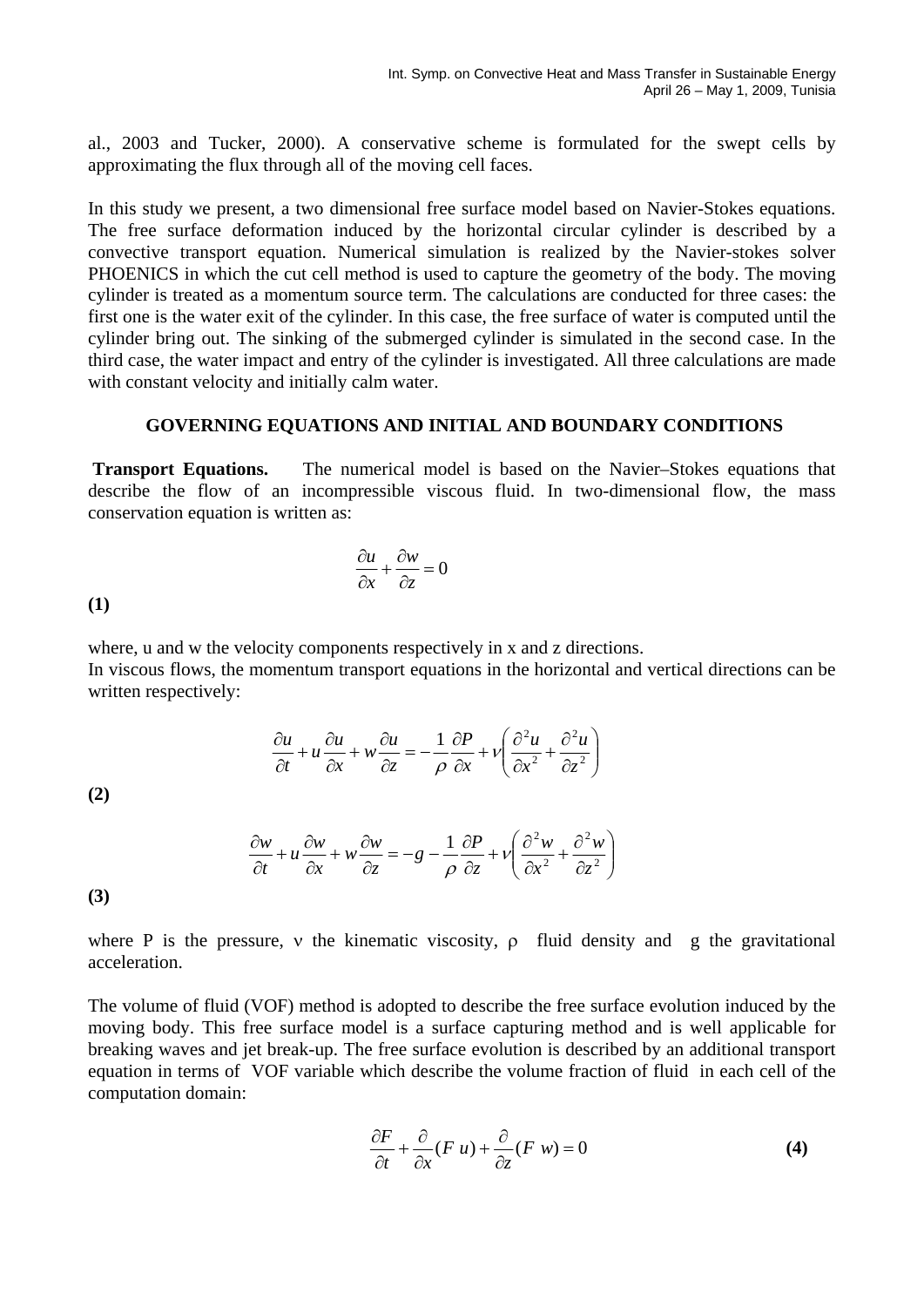al., 2003 and Tucker, 2000). A conservative scheme is formulated for the swept cells by approximating the flux through all of the moving cell faces.

In this study we present, a two dimensional free surface model based on Navier-Stokes equations. The free surface deformation induced by the horizontal circular cylinder is described by a convective transport equation. Numerical simulation is realized by the Navier-stokes solver PHOENICS in which the cut cell method is used to capture the geometry of the body. The moving cylinder is treated as a momentum source term. The calculations are conducted for three cases: the first one is the water exit of the cylinder. In this case, the free surface of water is computed until the cylinder bring out. The sinking of the submerged cylinder is simulated in the second case. In the third case, the water impact and entry of the cylinder is investigated. All three calculations are made with constant velocity and initially calm water.

## GOVERNING EQUATIONS AND INITIAL AND BOUNDARY CONDITIONS

**Transport Equations.** The numerical model is based on the Navier–Stokes equations that describe the flow of an incompressible viscous fluid. In two-dimensional flow, the mass conservation equation is written as:

$$\frac{\partial u}{\partial x} + \frac{\partial w}{\partial z} = 0 \tag{1}$$

where, u and w the velocity components respectively in x and z directions.
In viscous flows, the momentum transport equations in the horizontal and vertical directions can be written respectively:

$$\frac{\partial u}{\partial t} + u\frac{\partial u}{\partial x} + w\frac{\partial u}{\partial z} = -\frac{1}{\rho}\frac{\partial P}{\partial x} + \nu\left(\frac{\partial^2 u}{\partial x^2} + \frac{\partial^2 u}{\partial z^2}\right) \tag{2}$$

$$\frac{\partial w}{\partial t} + u\frac{\partial w}{\partial x} + w\frac{\partial w}{\partial z} = -g - \frac{1}{\rho}\frac{\partial P}{\partial z} + \nu\left(\frac{\partial^2 w}{\partial x^2} + \frac{\partial^2 w}{\partial z^2}\right) \tag{3}$$

where P is the pressure, $\nu$ the kinematic viscosity, $\rho$ fluid density and g the gravitational acceleration.

The volume of fluid (VOF) method is adopted to describe the free surface evolution induced by the moving body. This free surface model is a surface capturing method and is well applicable for breaking waves and jet break-up. The free surface evolution is described by an additional transport equation in terms of VOF variable which describe the volume fraction of fluid in each cell of the computation domain:

$$\frac{\partial F}{\partial t} + \frac{\partial}{\partial x}(F\,u) + \frac{\partial}{\partial z}(F\,w) = 0 \tag{4}$$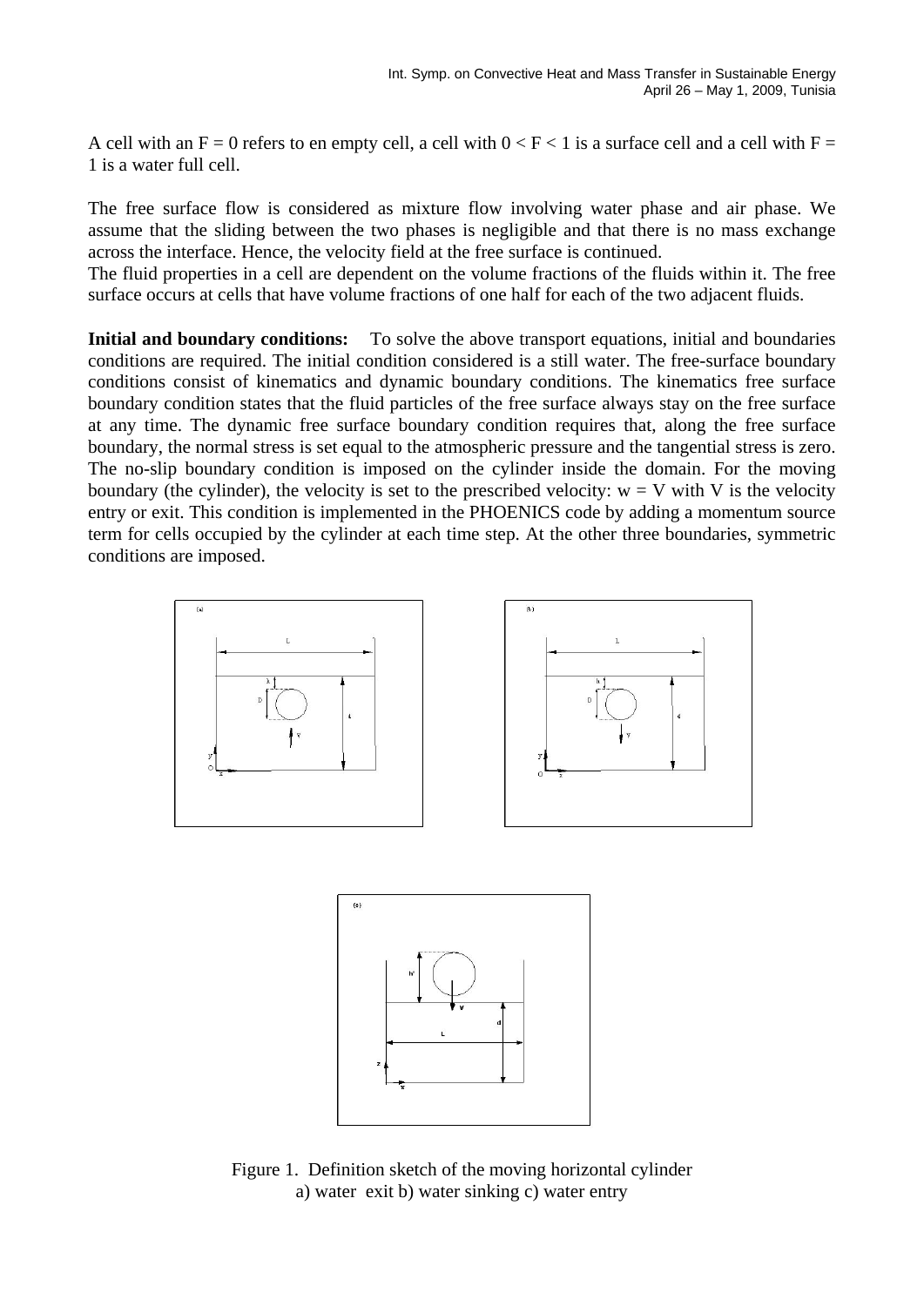A cell with an $F = 0$ refers to en empty cell, a cell with $0 < F < 1$ is a surface cell and a cell with $F = 1$ is a water full cell.

The free surface flow is considered as mixture flow involving water phase and air phase. We assume that the sliding between the two phases is negligible and that there is no mass exchange across the interface. Hence, the velocity field at the free surface is continued.

The fluid properties in a cell are dependent on the volume fractions of the fluids within it. The free surface occurs at cells that have volume fractions of one half for each of the two adjacent fluids.

**Initial and boundary conditions:** To solve the above transport equations, initial and boundaries conditions are required. The initial condition considered is a still water. The free-surface boundary conditions consist of kinematics and dynamic boundary conditions. The kinematics free surface boundary condition states that the fluid particles of the free surface always stay on the free surface at any time. The dynamic free surface boundary condition requires that, along the free surface boundary, the normal stress is set equal to the atmospheric pressure and the tangential stress is zero. The no-slip boundary condition is imposed on the cylinder inside the domain. For the moving boundary (the cylinder), the velocity is set to the prescribed velocity: $w = V$ with $V$ is the velocity entry or exit. This condition is implemented in the PHOENICS code by adding a momentum source term for cells occupied by the cylinder at each time step. At the other three boundaries, symmetric conditions are imposed.

Figure 1. Definition sketch of the moving horizontal cylinder
a) water exit b) water sinking c) water entry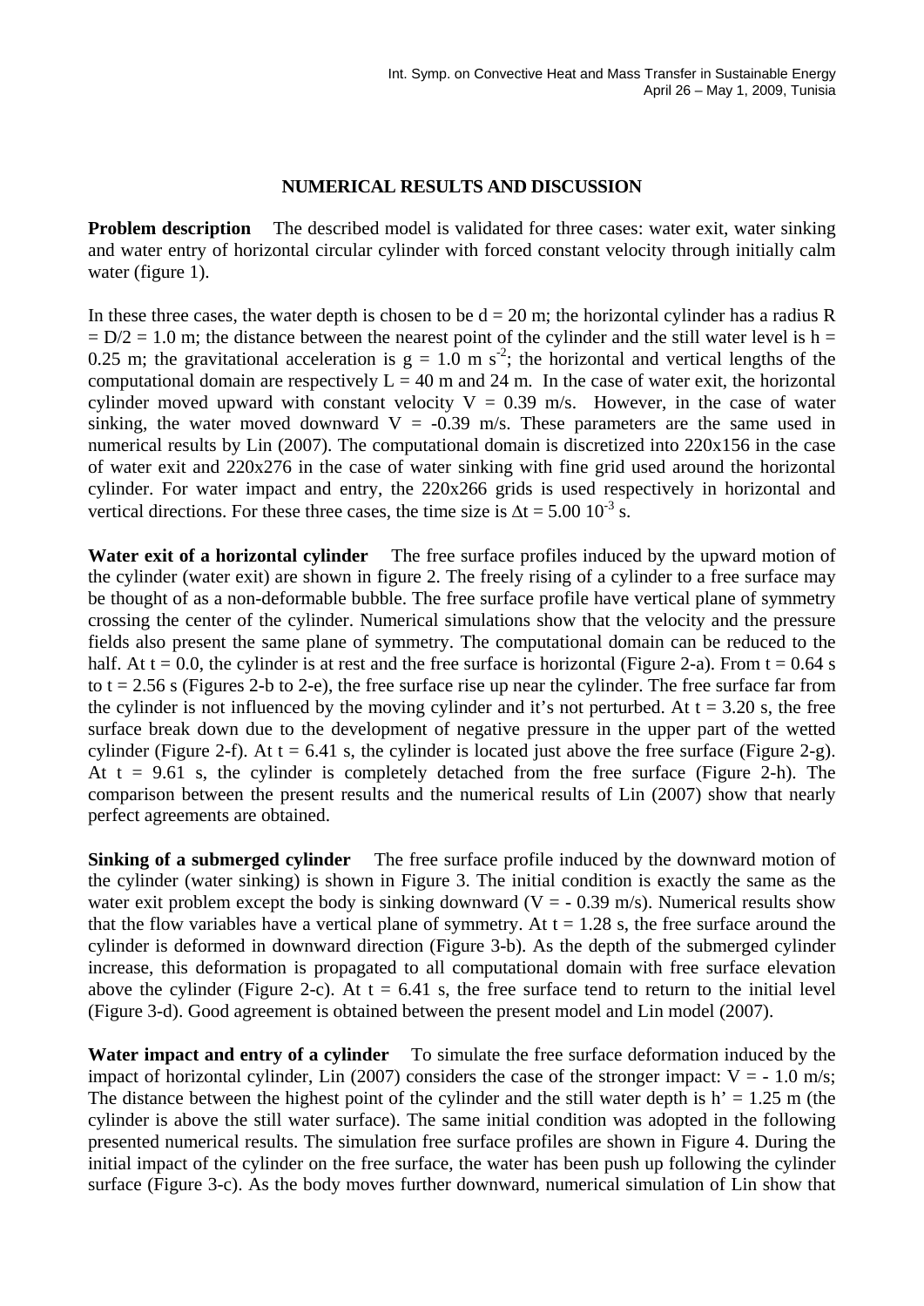## NUMERICAL RESULTS AND DISCUSSION

**Problem description** The described model is validated for three cases: water exit, water sinking and water entry of horizontal circular cylinder with forced constant velocity through initially calm water (figure 1).

In these three cases, the water depth is chosen to be $d = 20$ m; the horizontal cylinder has a radius $R = D/2 = 1.0$ m; the distance between the nearest point of the cylinder and the still water level is $h = 0.25$ m; the gravitational acceleration is $g = 1.0$ m $s^{-2}$; the horizontal and vertical lengths of the computational domain are respectively $L = 40$ m and 24 m. In the case of water exit, the horizontal cylinder moved upward with constant velocity $V = 0.39$ m/s. However, in the case of water sinking, the water moved downward $V = -0.39$ m/s. These parameters are the same used in numerical results by Lin (2007). The computational domain is discretized into 220x156 in the case of water exit and 220x276 in the case of water sinking with fine grid used around the horizontal cylinder. For water impact and entry, the 220x266 grids is used respectively in horizontal and vertical directions. For these three cases, the time size is $\Delta t = 5.00\ 10^{-3}$ s.

**Water exit of a horizontal cylinder** The free surface profiles induced by the upward motion of the cylinder (water exit) are shown in figure 2. The freely rising of a cylinder to a free surface may be thought of as a non-deformable bubble. The free surface profile have vertical plane of symmetry crossing the center of the cylinder. Numerical simulations show that the velocity and the pressure fields also present the same plane of symmetry. The computational domain can be reduced to the half. At t = 0.0, the cylinder is at rest and the free surface is horizontal (Figure 2-a). From t = 0.64 s to t = 2.56 s (Figures 2-b to 2-e), the free surface rise up near the cylinder. The free surface far from the cylinder is not influenced by the moving cylinder and it's not perturbed. At t = 3.20 s, the free surface break down due to the development of negative pressure in the upper part of the wetted cylinder (Figure 2-f). At t = 6.41 s, the cylinder is located just above the free surface (Figure 2-g). At t = 9.61 s, the cylinder is completely detached from the free surface (Figure 2-h). The comparison between the present results and the numerical results of Lin (2007) show that nearly perfect agreements are obtained.

**Sinking of a submerged cylinder** The free surface profile induced by the downward motion of the cylinder (water sinking) is shown in Figure 3. The initial condition is exactly the same as the water exit problem except the body is sinking downward ($V = -0.39$ m/s). Numerical results show that the flow variables have a vertical plane of symmetry. At t = 1.28 s, the free surface around the cylinder is deformed in downward direction (Figure 3-b). As the depth of the submerged cylinder increase, this deformation is propagated to all computational domain with free surface elevation above the cylinder (Figure 2-c). At t = 6.41 s, the free surface tend to return to the initial level (Figure 3-d). Good agreement is obtained between the present model and Lin model (2007).

**Water impact and entry of a cylinder** To simulate the free surface deformation induced by the impact of horizontal cylinder, Lin (2007) considers the case of the stronger impact: $V = -1.0$ m/s; The distance between the highest point of the cylinder and the still water depth is $h' = 1.25$ m (the cylinder is above the still water surface). The same initial condition was adopted in the following presented numerical results. The simulation free surface profiles are shown in Figure 4. During the initial impact of the cylinder on the free surface, the water has been push up following the cylinder surface (Figure 3-c). As the body moves further downward, numerical simulation of Lin show that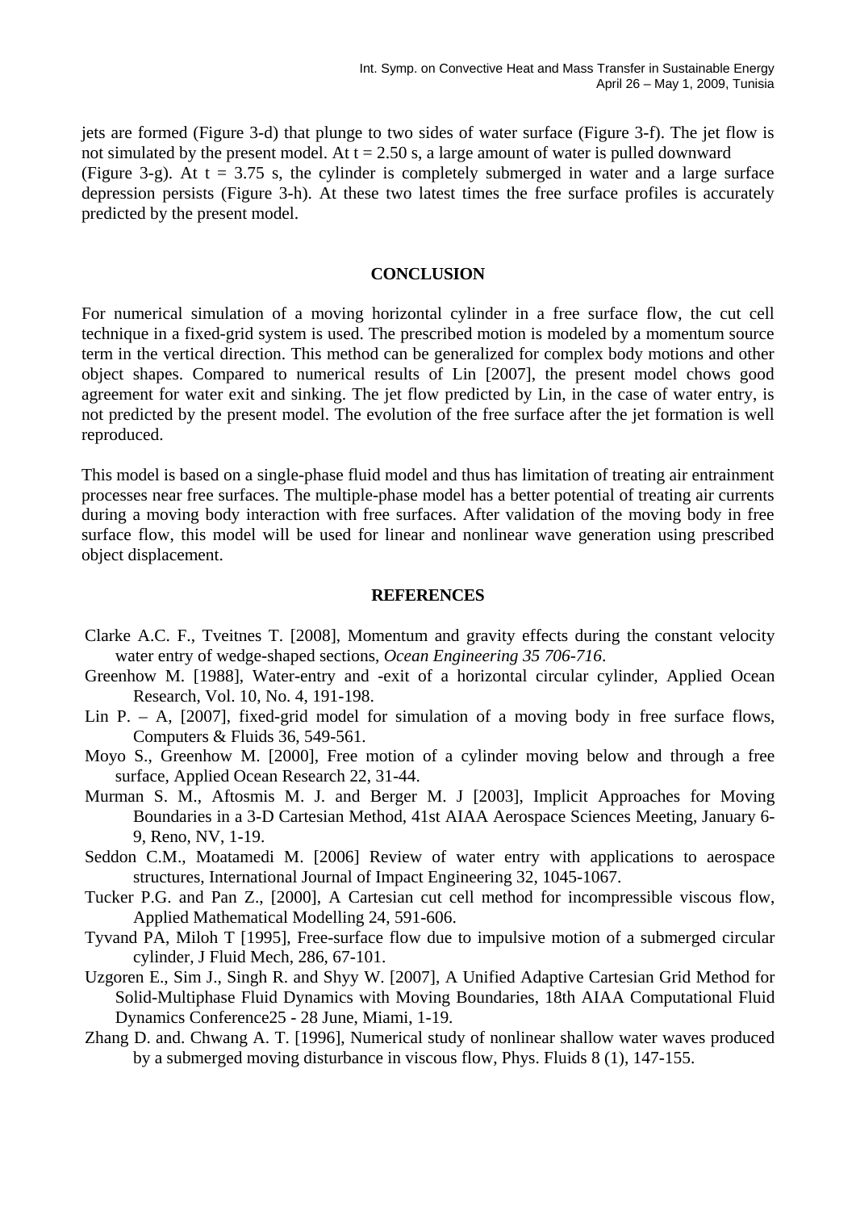jets are formed (Figure 3-d) that plunge to two sides of water surface (Figure 3-f). The jet flow is not simulated by the present model. At t = 2.50 s, a large amount of water is pulled downward (Figure 3-g). At t = 3.75 s, the cylinder is completely submerged in water and a large surface depression persists (Figure 3-h). At these two latest times the free surface profiles is accurately predicted by the present model.

## CONCLUSION

For numerical simulation of a moving horizontal cylinder in a free surface flow, the cut cell technique in a fixed-grid system is used. The prescribed motion is modeled by a momentum source term in the vertical direction. This method can be generalized for complex body motions and other object shapes. Compared to numerical results of Lin [2007], the present model chows good agreement for water exit and sinking. The jet flow predicted by Lin, in the case of water entry, is not predicted by the present model. The evolution of the free surface after the jet formation is well reproduced.

This model is based on a single-phase fluid model and thus has limitation of treating air entrainment processes near free surfaces. The multiple-phase model has a better potential of treating air currents during a moving body interaction with free surfaces. After validation of the moving body in free surface flow, this model will be used for linear and nonlinear wave generation using prescribed object displacement.

## REFERENCES

Clarke A.C. F., Tveitnes T. [2008], Momentum and gravity effects during the constant velocity water entry of wedge-shaped sections, *Ocean Engineering 35 706-716*.

Greenhow M. [1988], Water-entry and -exit of a horizontal circular cylinder, Applied Ocean Research, Vol. 10, No. 4, 191-198.

Lin P. – A, [2007], fixed-grid model for simulation of a moving body in free surface flows, Computers & Fluids 36, 549-561.

Moyo S., Greenhow M. [2000], Free motion of a cylinder moving below and through a free surface, Applied Ocean Research 22, 31-44.

Murman S. M., Aftosmis M. J. and Berger M. J [2003], Implicit Approaches for Moving Boundaries in a 3-D Cartesian Method, 41st AIAA Aerospace Sciences Meeting, January 6-9, Reno, NV, 1-19.

Seddon C.M., Moatamedi M. [2006] Review of water entry with applications to aerospace structures, International Journal of Impact Engineering 32, 1045-1067.

Tucker P.G. and Pan Z., [2000], A Cartesian cut cell method for incompressible viscous flow, Applied Mathematical Modelling 24, 591-606.

Tyvand PA, Miloh T [1995], Free-surface flow due to impulsive motion of a submerged circular cylinder, J Fluid Mech, 286, 67-101.

Uzgoren E., Sim J., Singh R. and Shyy W. [2007], A Unified Adaptive Cartesian Grid Method for Solid-Multiphase Fluid Dynamics with Moving Boundaries, 18th AIAA Computational Fluid Dynamics Conference25 - 28 June, Miami, 1-19.

Zhang D. and. Chwang A. T. [1996], Numerical study of nonlinear shallow water waves produced by a submerged moving disturbance in viscous flow, Phys. Fluids 8 (1), 147-155.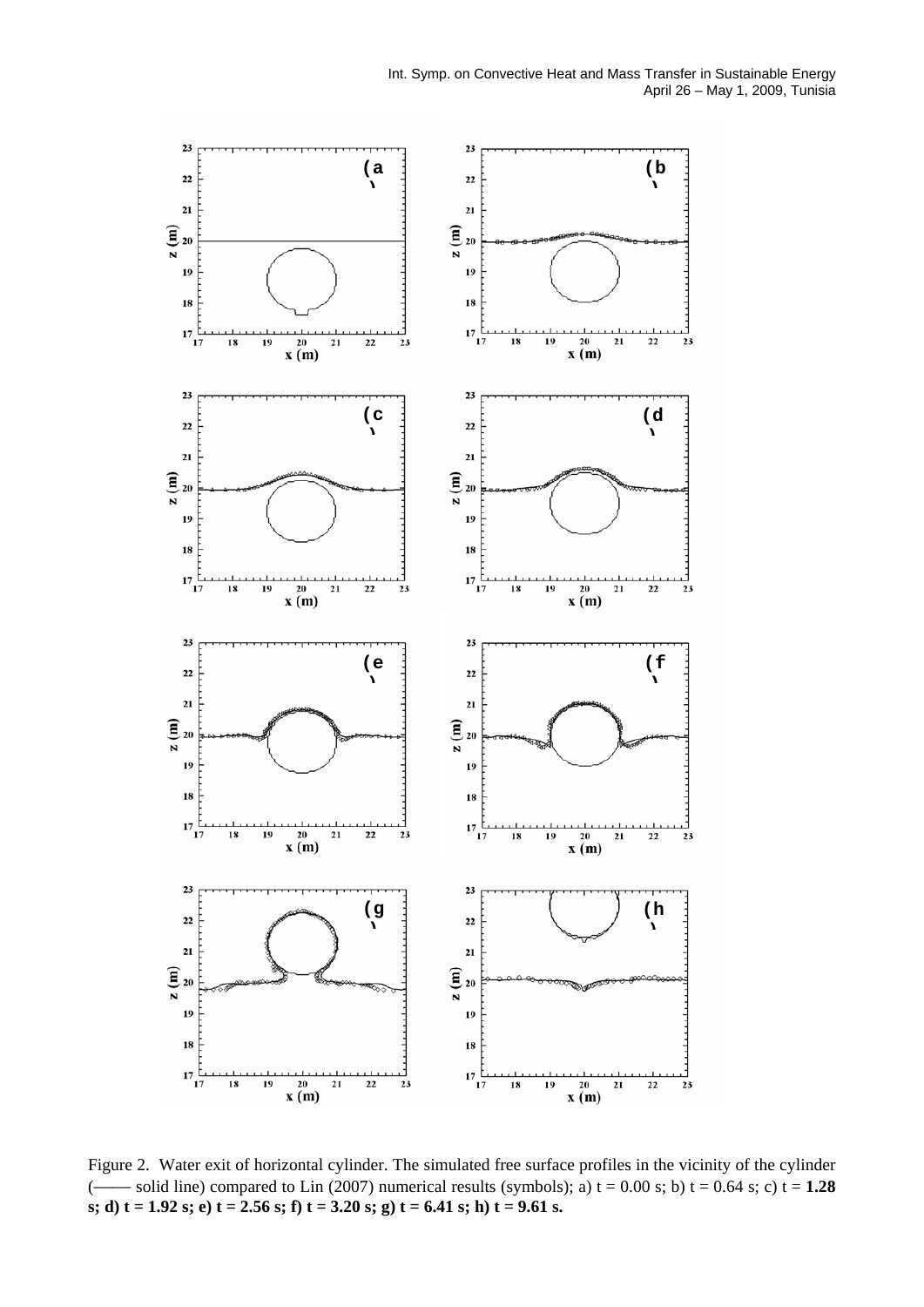Figure 2. Water exit of horizontal cylinder. The simulated free surface profiles in the vicinity of the cylinder (—— solid line) compared to Lin (2007) numerical results (symbols); a) t = 0.00 s; b) t = 0.64 s; c) t = **1.28 s; d) t = 1.92 s; e) t = 2.56 s; f) t = 3.20 s; g) t = 6.41 s; h) t = 9.61 s.**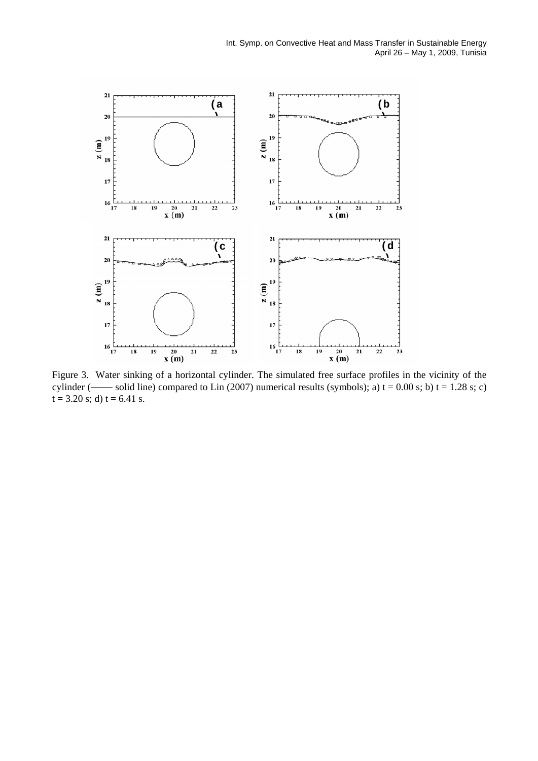Figure 3. Water sinking of a horizontal cylinder. The simulated free surface profiles in the vicinity of the cylinder (—— solid line) compared to Lin (2007) numerical results (symbols); a) t = 0.00 s; b) t = 1.28 s; c) t = 3.20 s; d) t = 6.41 s.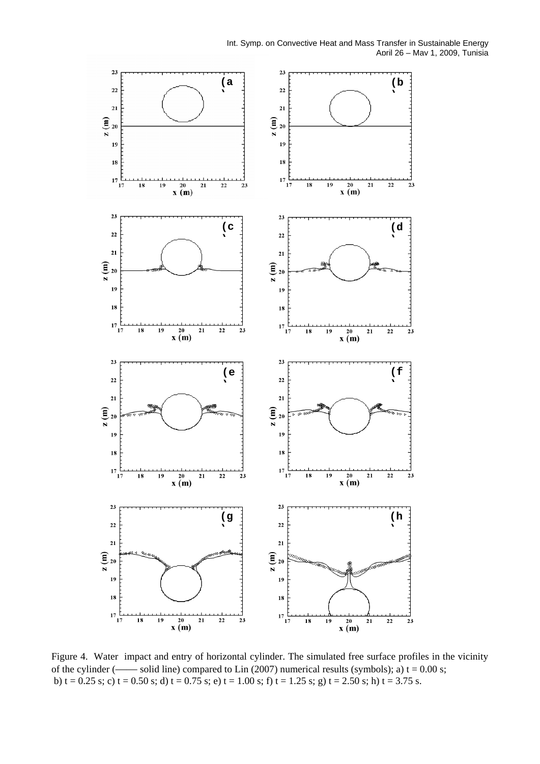(a)

23
22
21
20
19
18
17

z (m)

17 18 19 20 21 22 23

x (m)

(b)

23
22
21
20
19
18
17

z (m)

17 18 19 20 21 22 23

x (m)

(c)

23
22
21
20
19
18
17

z (m)

17 18 19 20 21 22 23

x (m)

(d)

23
22
21
20
19
18
17

z (m)

17 18 19 20 21 22 23

x (m)

(e)

23
22
21
20
19
18
17

z (m)

17 18 19 20 21 22 23

x (m)

(f)

23
22
21
20
19
18
17

z (m)

17 18 19 20 21 22 23

x (m)

(g)

23
22
21
20
19
18
17

z (m)

17 18 19 20 21 22 23

x (m)

(h)

23
22
21
20
19
18
17

z (m)

17 18 19 20 21 22 23

x (m)

Figure 4. Water impact and entry of horizontal cylinder. The simulated free surface profiles in the vicinity of the cylinder (—— solid line) compared to Lin (2007) numerical results (symbols); a) t = 0.00 s; b) t = 0.25 s; c) t = 0.50 s; d) t = 0.75 s; e) t = 1.00 s; f) t = 1.25 s; g) t = 2.50 s; h) t = 3.75 s.